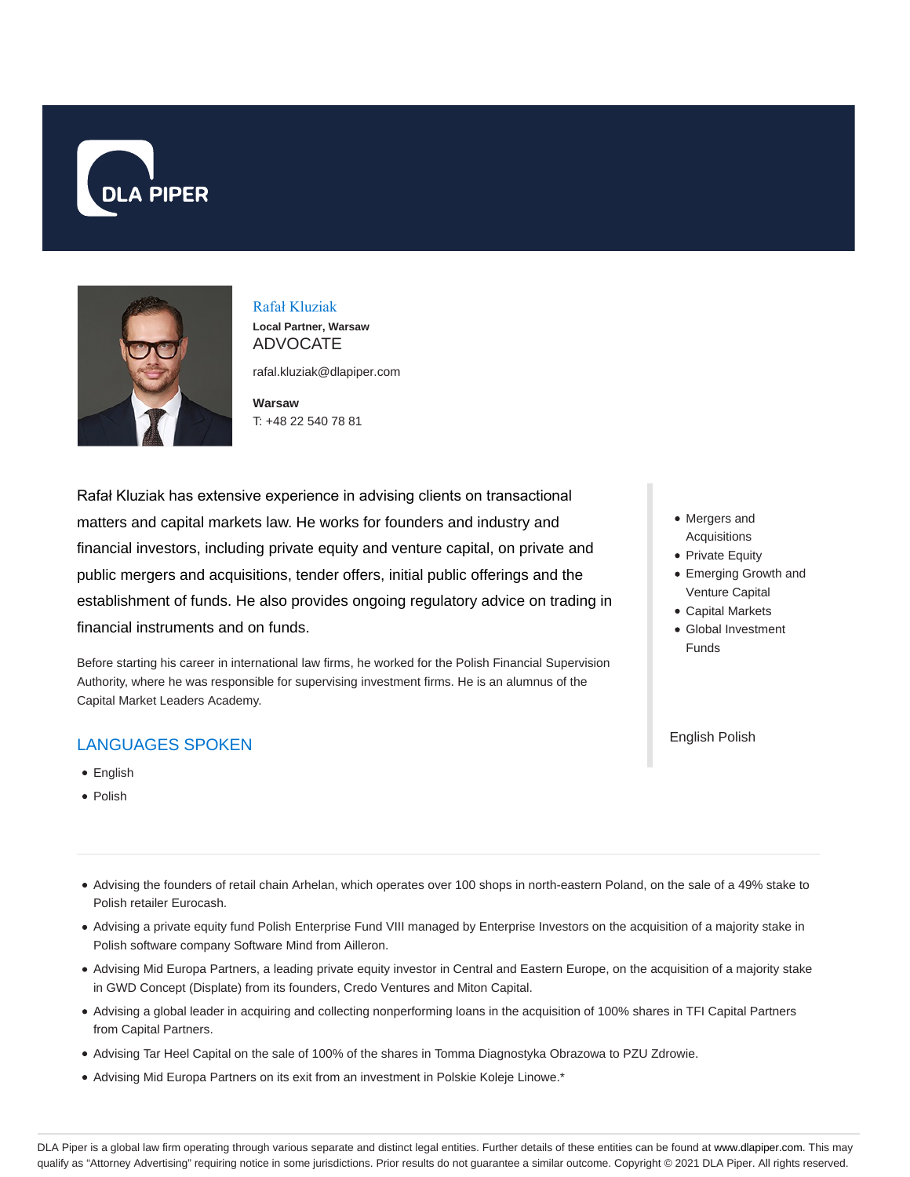DLA PIPER

# Rafał Kluziak

**Local Partner, Warsaw**

ADVOCATE

rafal.kluziak@dlapiper.com

**Warsaw**

T: +48 22 540 78 81

Rafał Kluziak has extensive experience in advising clients on transactional matters and capital markets law. He works for founders and industry and financial investors, including private equity and venture capital, on private and public mergers and acquisitions, tender offers, initial public offerings and the establishment of funds. He also provides ongoing regulatory advice on trading in financial instruments and on funds.

Before starting his career in international law firms, he worked for the Polish Financial Supervision Authority, where he was responsible for supervising investment firms. He is an alumnus of the Capital Market Leaders Academy.

- Mergers and Acquisitions
- Private Equity
- Emerging Growth and Venture Capital
- Capital Markets
- Global Investment Funds

English Polish

## LANGUAGES SPOKEN

- English
- Polish

---

- Advising the founders of retail chain Arhelan, which operates over 100 shops in north-eastern Poland, on the sale of a 49% stake to Polish retailer Eurocash.
- Advising a private equity fund Polish Enterprise Fund VIII managed by Enterprise Investors on the acquisition of a majority stake in Polish software company Software Mind from Ailleron.
- Advising Mid Europa Partners, a leading private equity investor in Central and Eastern Europe, on the acquisition of a majority stake in GWD Concept (Displate) from its founders, Credo Ventures and Miton Capital.
- Advising a global leader in acquiring and collecting nonperforming loans in the acquisition of 100% shares in TFI Capital Partners from Capital Partners.
- Advising Tar Heel Capital on the sale of 100% of the shares in Tomma Diagnostyka Obrazowa to PZU Zdrowie.
- Advising Mid Europa Partners on its exit from an investment in Polskie Koleje Linowe.*

DLA Piper is a global law firm operating through various separate and distinct legal entities. Further details of these entities can be found at www.dlapiper.com. This may qualify as "Attorney Advertising" requiring notice in some jurisdictions. Prior results do not guarantee a similar outcome. Copyright © 2021 DLA Piper. All rights reserved.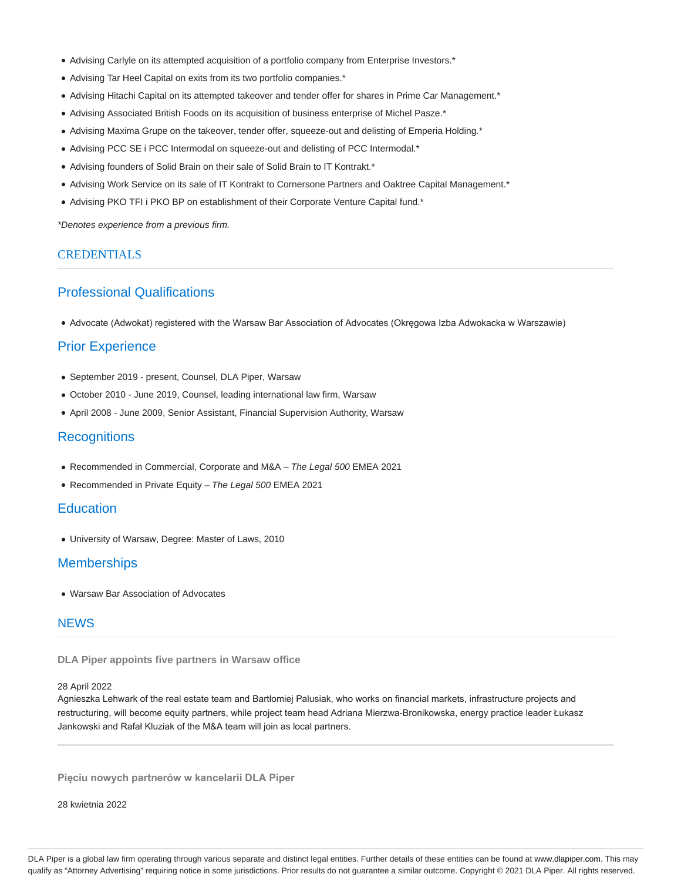- Advising Carlyle on its attempted acquisition of a portfolio company from Enterprise Investors.*
- Advising Tar Heel Capital on exits from its two portfolio companies.*
- Advising Hitachi Capital on its attempted takeover and tender offer for shares in Prime Car Management.*
- Advising Associated British Foods on its acquisition of business enterprise of Michel Pasze.*
- Advising Maxima Grupe on the takeover, tender offer, squeeze-out and delisting of Emperia Holding.*
- Advising PCC SE i PCC Intermodal on squeeze-out and delisting of PCC Intermodal.*
- Advising founders of Solid Brain on their sale of Solid Brain to IT Kontrakt.*
- Advising Work Service on its sale of IT Kontrakt to Cornersone Partners and Oaktree Capital Management.*
- Advising PKO TFI i PKO BP on establishment of their Corporate Venture Capital fund.*

*\*Denotes experience from a previous firm.*

## CREDENTIALS

### Professional Qualifications

- Advocate (Adwokat) registered with the Warsaw Bar Association of Advocates (Okręgowa Izba Adwokacka w Warszawie)

### Prior Experience

- September 2019 - present, Counsel, DLA Piper, Warsaw
- October 2010 - June 2019, Counsel, leading international law firm, Warsaw
- April 2008 - June 2009, Senior Assistant, Financial Supervision Authority, Warsaw

### Recognitions

- Recommended in Commercial, Corporate and M&A – *The Legal 500* EMEA 2021
- Recommended in Private Equity – *The Legal 500* EMEA 2021

### Education

- University of Warsaw, Degree: Master of Laws, 2010

### Memberships

- Warsaw Bar Association of Advocates

## NEWS

**DLA Piper appoints five partners in Warsaw office**

28 April 2022

Agnieszka Lehwark of the real estate team and Bartłomiej Palusiak, who works on financial markets, infrastructure projects and restructuring, will become equity partners, while project team head Adriana Mierzwa-Bronikowska, energy practice leader Łukasz Jankowski and Rafał Kluziak of the M&A team will join as local partners.

**Pięciu nowych partnerów w kancelarii DLA Piper**

28 kwietnia 2022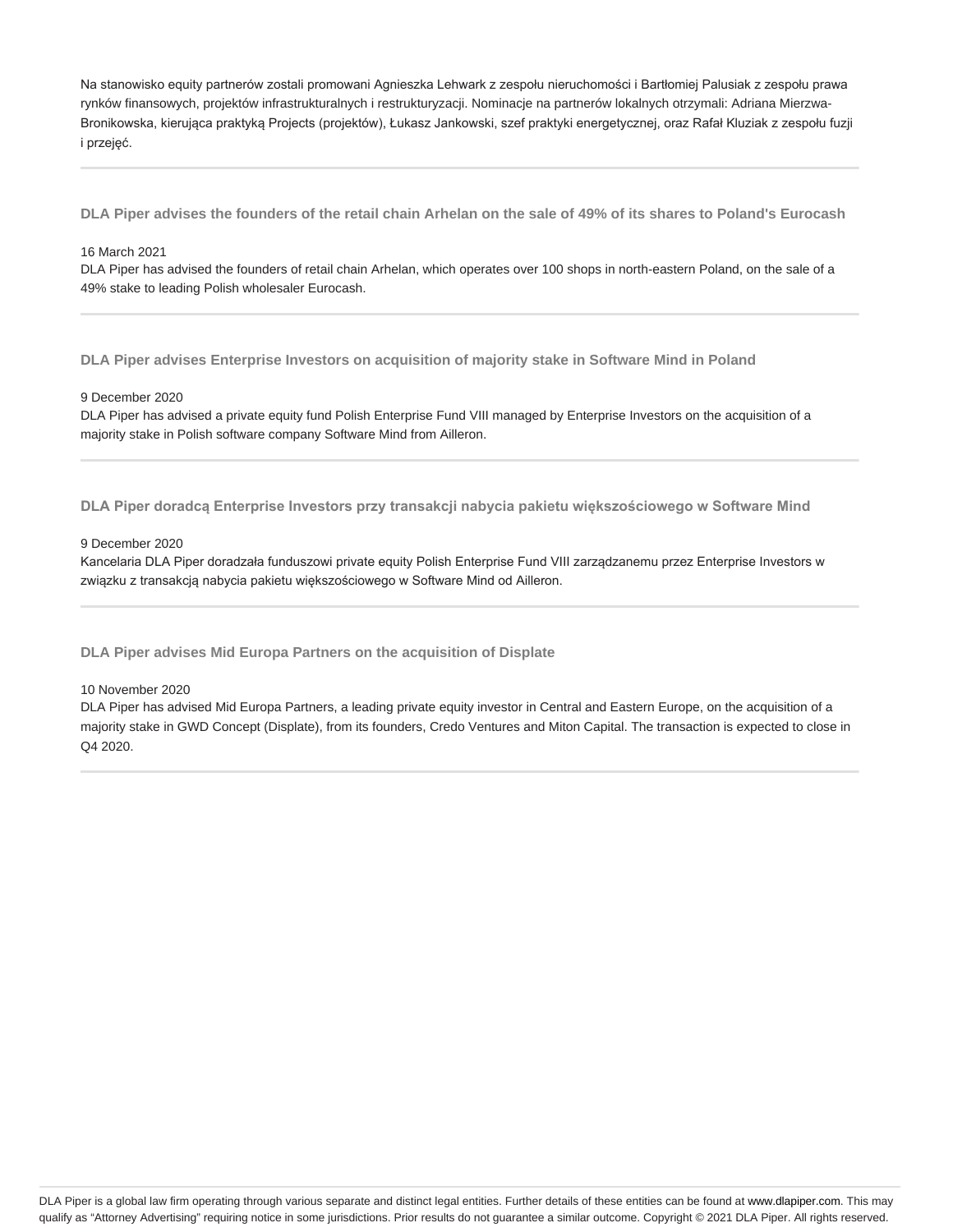Na stanowisko equity partnerów zostali promowani Agnieszka Lehwark z zespołu nieruchomości i Bartłomiej Palusiak z zespołu prawa rynków finansowych, projektów infrastrukturalnych i restrukturyzacji. Nominacje na partnerów lokalnych otrzymali: Adriana Mierzwa-Bronikowska, kierująca praktyką Projects (projektów), Łukasz Jankowski, szef praktyki energetycznej, oraz Rafał Kluziak z zespołu fuzji i przejęć.

---

### DLA Piper advises the founders of the retail chain Arhelan on the sale of 49% of its shares to Poland's Eurocash

16 March 2021

DLA Piper has advised the founders of retail chain Arhelan, which operates over 100 shops in north-eastern Poland, on the sale of a 49% stake to leading Polish wholesaler Eurocash.

---

### DLA Piper advises Enterprise Investors on acquisition of majority stake in Software Mind in Poland

9 December 2020

DLA Piper has advised a private equity fund Polish Enterprise Fund VIII managed by Enterprise Investors on the acquisition of a majority stake in Polish software company Software Mind from Ailleron.

---

### DLA Piper doradcą Enterprise Investors przy transakcji nabycia pakietu większościowego w Software Mind

9 December 2020

Kancelaria DLA Piper doradzała funduszowi private equity Polish Enterprise Fund VIII zarządzanemu przez Enterprise Investors w związku z transakcją nabycia pakietu większościowego w Software Mind od Ailleron.

---

### DLA Piper advises Mid Europa Partners on the acquisition of Displate

10 November 2020

DLA Piper has advised Mid Europa Partners, a leading private equity investor in Central and Eastern Europe, on the acquisition of a majority stake in GWD Concept (Displate), from its founders, Credo Ventures and Miton Capital. The transaction is expected to close in Q4 2020.

---

DLA Piper is a global law firm operating through various separate and distinct legal entities. Further details of these entities can be found at www.dlapiper.com. This may qualify as "Attorney Advertising" requiring notice in some jurisdictions. Prior results do not guarantee a similar outcome. Copyright © 2021 DLA Piper. All rights reserved.